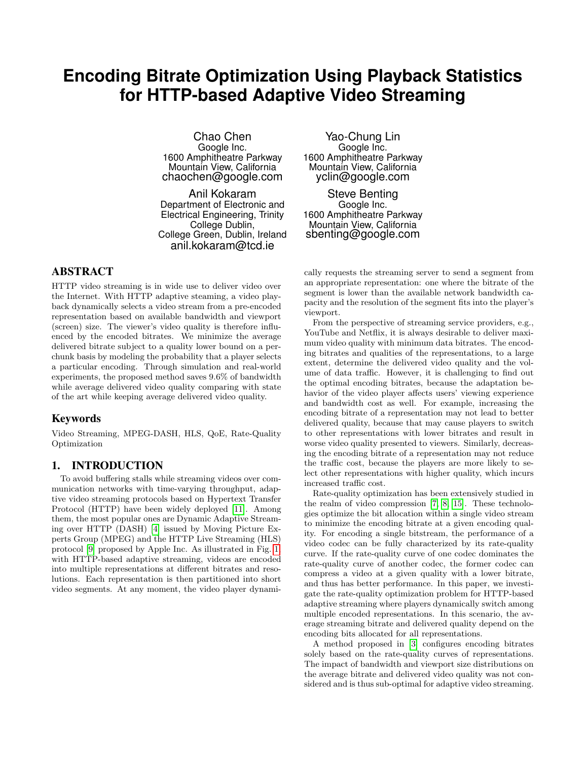# Encoding Bitrate Optimization Using Playback Statistics for HTTP-based Adaptive Video Streaming

Chao Chen
Google Inc.
1600 Amphitheatre Parkway
Mountain View, California
chaochen@google.com

Yao-Chung Lin
Google Inc.
1600 Amphitheatre Parkway
Mountain View, California
yclin@google.com

Anil Kokaram
Department of Electronic and Electrical Engineering, Trinity College Dublin,
College Green, Dublin, Ireland
anil.kokaram@tcd.ie

Steve Benting
Google Inc.
1600 Amphitheatre Parkway
Mountain View, California
sbenting@google.com

## ABSTRACT

HTTP video streaming is in wide use to deliver video over the Internet. With HTTP adaptive steaming, a video playback dynamically selects a video stream from a pre-encoded representation based on available bandwith and viewport (screen) size. The viewer's video quality is therefore influenced by the encoded bitrates. We minimize the average delivered bitrate subject to a quality lower bound on a per-chunk basis by modeling the probability that a player selects a particular encoding. Through simulation and real-world experiments, the proposed method saves 9.6% of bandwidth while average delivered video quality comparing with state of the art while keeping average delivered video quality.

## Keywords

Video Streaming, MPEG-DASH, HLS, QoE, Rate-Quality Optimization

## 1. INTRODUCTION

To avoid buffering stalls while streaming videos over communication networks with time-varying throughput, adaptive video streaming protocols based on Hypertext Transfer Protocol (HTTP) have been widely deployed [11]. Among them, the most popular ones are Dynamic Adaptive Streaming over HTTP (DASH) [4] issued by Moving Picture Experts Group (MPEG) and the HTTP Live Streaming (HLS) protocol [9] proposed by Apple Inc. As illustrated in Fig. 1, with HTTP-based adaptive streaming, videos are encoded into multiple representations at different bitrates and resolutions. Each representation is then partitioned into short video segments. At any moment, the video player dynamically requests the streaming server to send a segment from an appropriate representation: one where the bitrate of the segment is lower than the available network bandwidth capacity and the resolution of the segment fits into the player's viewport.

From the perspective of streaming service providers, e.g., YouTube and Netflix, it is always desirable to deliver maximum video quality with minimum data bitrates. The encoding bitrates and qualities of the representations, to a large extent, determine the delivered video quality and the volume of data traffic. However, it is challenging to find out the optimal encoding bitrates, because the adaptation behavior of the video player affects users' viewing experience and bandwidth cost as well. For example, increasing the encoding bitrate of a representation may not lead to better delivered quality, because that may cause players to switch to other representations with lower bitrates and result in worse video quality presented to viewers. Similarly, decreasing the encoding bitrate of a representation may not reduce the traffic cost, because the players are more likely to select other representations with higher quality, which incurs increased traffic cost.

Rate-quality optimization has been extensively studied in the realm of video compression [7, 8, 15]. These technologies optimize the bit allocation within a single video stream to minimize the encoding bitrate at a given encoding quality. For encoding a single bitstream, the performance of a video codec can be fully characterized by its rate-quality curve. If the rate-quality curve of one codec dominates the rate-quality curve of another codec, the former codec can compress a video at a given quality with a lower bitrate, and thus has better performance. In this paper, we investigate the rate-quality optimization problem for HTTP-based adaptive streaming where players dynamically switch among multiple encoded representations. In this scenario, the average streaming bitrate and delivered quality depend on the encoding bits allocated for all representations.

A method proposed in [3] configures encoding bitrates solely based on the rate-quality curves of representations. The impact of bandwidth and viewport size distributions on the average bitrate and delivered video quality was not considered and is thus sub-optimal for adaptive video streaming.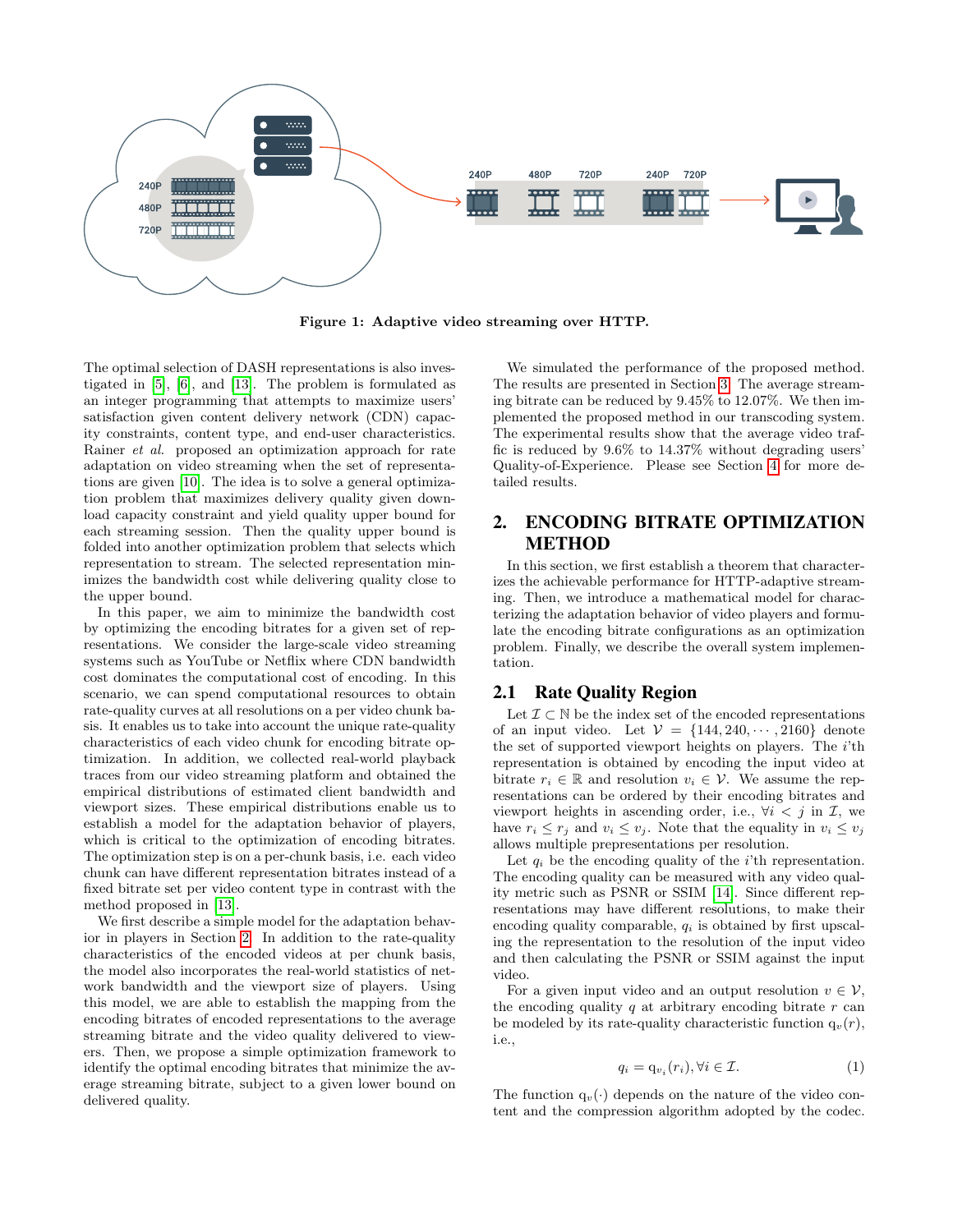**Figure 1: Adaptive video streaming over HTTP.**

The optimal selection of DASH representations is also investigated in [5], [6], and [13]. The problem is formulated as an integer programming that attempts to maximize users' satisfaction given content delivery network (CDN) capacity constraints, content type, and end-user characteristics. Rainer *et al.* proposed an optimization approach for rate adaptation on video streaming when the set of representations are given [10]. The idea is to solve a general optimization problem that maximizes delivery quality given download capacity constraint and yield quality upper bound for each streaming session. Then the quality upper bound is folded into another optimization problem that selects which representation to stream. The selected representation minimizes the bandwidth cost while delivering quality close to the upper bound.

In this paper, we aim to minimize the bandwidth cost by optimizing the encoding bitrates for a given set of representations. We consider the large-scale video streaming systems such as YouTube or Netflix where CDN bandwidth cost dominates the computational cost of encoding. In this scenario, we can spend computational resources to obtain rate-quality curves at all resolutions on a per video chunk basis. It enables us to take into account the unique rate-quality characteristics of each video chunk for encoding bitrate optimization. In addition, we collected real-world playback traces from our video streaming platform and obtained the empirical distributions of estimated client bandwidth and viewport sizes. These empirical distributions enable us to establish a model for the adaptation behavior of players, which is critical to the optimization of encoding bitrates. The optimization step is on a per-chunk basis, i.e. each video chunk can have different representation bitrates instead of a fixed bitrate set per video content type in contrast with the method proposed in [13].

We first describe a simple model for the adaptation behavior in players in Section 2. In addition to the rate-quality characteristics of the encoded videos at per chunk basis, the model also incorporates the real-world statistics of network bandwidth and the viewport size of players. Using this model, we are able to establish the mapping from the encoding bitrates of encoded representations to the average streaming bitrate and the video quality delivered to viewers. Then, we propose a simple optimization framework to identify the optimal encoding bitrates that minimize the average streaming bitrate, subject to a given lower bound on delivered quality.

We simulated the performance of the proposed method. The results are presented in Section 3. The average streaming bitrate can be reduced by 9.45% to 12.07%. We then implemented the proposed method in our transcoding system. The experimental results show that the average video traffic is reduced by 9.6% to 14.37% without degrading users' Quality-of-Experience. Please see Section 4 for more detailed results.

## 2. ENCODING BITRATE OPTIMIZATION METHOD

In this section, we first establish a theorem that characterizes the achievable performance for HTTP-adaptive streaming. Then, we introduce a mathematical model for characterizing the adaptation behavior of video players and formulate the encoding bitrate configurations as an optimization problem. Finally, we describe the overall system implementation.

### 2.1 Rate Quality Region

Let $\mathcal{I} \subset \mathbb{N}$ be the index set of the encoded representations of an input video. Let $\mathcal{V} = \{144, 240, \cdots, 2160\}$ denote the set of supported viewport heights on players. The $i$'th representation is obtained by encoding the input video at bitrate $r_i \in \mathbb{R}$ and resolution $v_i \in \mathcal{V}$. We assume the representations can be ordered by their encoding bitrates and viewport heights in ascending order, i.e., $\forall i < j$ in $\mathcal{I}$, we have $r_i \leq r_j$ and $v_i \leq v_j$. Note that the equality in $v_i \leq v_j$ allows multiple prepresentations per resolution.

Let $q_i$ be the encoding quality of the $i$'th representation. The encoding quality can be measured with any video quality metric such as PSNR or SSIM [14]. Since different representations may have different resolutions, to make their encoding quality comparable, $q_i$ is obtained by first upscaling the representation to the resolution of the input video and then calculating the PSNR or SSIM against the input video.

For a given input video and an output resolution $v \in \mathcal{V}$, the encoding quality $q$ at arbitrary encoding bitrate $r$ can be modeled by its rate-quality characteristic function $\mathrm{q}_v(r)$, i.e.,

$$q_i = \mathrm{q}_{v_i}(r_i), \forall i \in \mathcal{I}. \quad (1)$$

The function $\mathrm{q}_v(\cdot)$ depends on the nature of the video content and the compression algorithm adopted by the codec.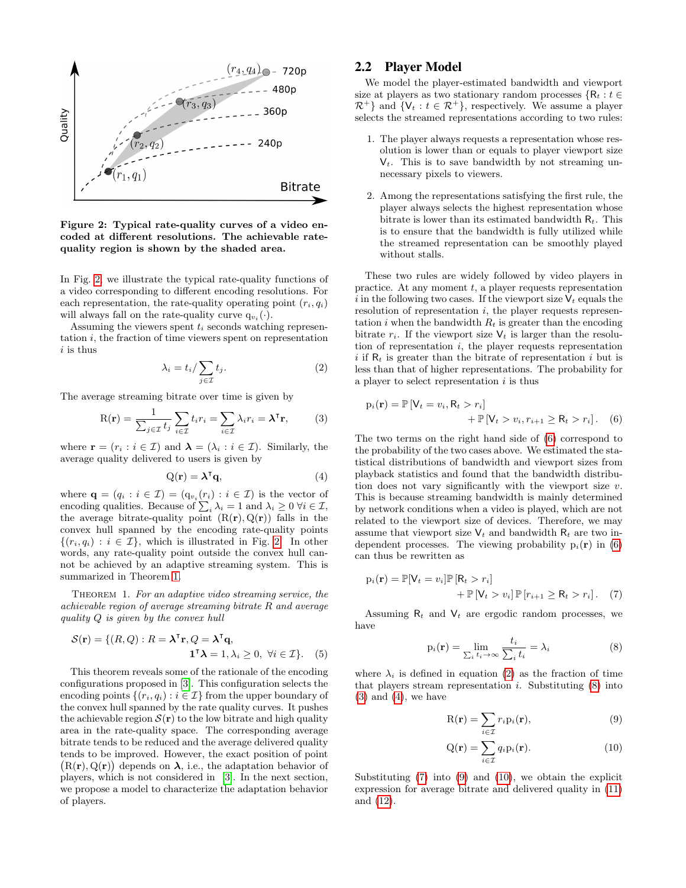Figure 2: Typical rate-quality curves of a video encoded at different resolutions. The achievable rate-quality region is shown by the shaded area.

In Fig. 2, we illustrate the typical rate-quality functions of a video corresponding to different encoding resolutions. For each representation, the rate-quality operating point $(r_i, q_i)$ will always fall on the rate-quality curve $\mathrm{q}_{v_i}(\cdot)$.

Assuming the viewers spent $t_i$ seconds watching representation $i$, the fraction of time viewers spent on representation $i$ is thus

$$\lambda_i = t_i / \sum_{j \in \mathcal{I}} t_j. \tag{2}$$

The average streaming bitrate over time is given by

$$\mathrm{R}(\mathbf{r}) = \frac{1}{\sum_{j \in \mathcal{I}} t_j} \sum_{i \in \mathcal{I}} t_i r_i = \sum_{i \in \mathcal{I}} \lambda_i r_i = \boldsymbol{\lambda}^\intercal \mathbf{r}, \tag{3}$$

where $\mathbf{r} = (r_i : i \in \mathcal{I})$ and $\boldsymbol{\lambda} = (\lambda_i : i \in \mathcal{I})$. Similarly, the average quality delivered to users is given by

$$\mathrm{Q}(\mathbf{r}) = \boldsymbol{\lambda}^\intercal \mathbf{q}, \tag{4}$$

where $\mathbf{q} = (q_i : i \in \mathcal{I}) = (\mathrm{q}_{v_i}(r_i) : i \in \mathcal{I})$ is the vector of encoding qualities. Because of $\sum_i \lambda_i = 1$ and $\lambda_i \geq 0 \ \forall i \in \mathcal{I}$, the average bitrate-quality point $(\mathrm{R}(\mathbf{r}), \mathrm{Q}(\mathbf{r}))$ falls in the convex hull spanned by the encoding rate-quality points $\{(r_i, q_i) : i \in \mathcal{I}\}$, which is illustrated in Fig. 2. In other words, any rate-quality point outside the convex hull cannot be achieved by an adaptive streaming system. This is summarized in Theorem 1.

Theorem 1. *For an adaptive video streaming service, the achievable region of average streaming bitrate $R$ and average quality $Q$ is given by the convex hull*

$$\mathcal{S}(\mathbf{r}) = \{(R, Q) : R = \boldsymbol{\lambda}^\intercal \mathbf{r}, Q = \boldsymbol{\lambda}^\intercal \mathbf{q}, \\ \mathbf{1}^\intercal \boldsymbol{\lambda} = 1, \lambda_i \geq 0, \ \forall i \in \mathcal{I}\}. \tag{5}$$

This theorem reveals some of the rationale of the encoding configurations proposed in [3]. This configuration selects the encoding points $\{(r_i, q_i) : i \in \mathcal{I}\}$ from the upper boundary of the convex hull spanned by the rate quality curves. It pushes the achievable region $\mathcal{S}(\mathbf{r})$ to the low bitrate and high quality area in the rate-quality space. The corresponding average bitrate tends to be reduced and the average delivered quality tends to be improved. However, the exact position of point $(\mathrm{R}(\mathbf{r}), \mathrm{Q}(\mathbf{r}))$ depends on $\boldsymbol{\lambda}$, i.e., the adaptation behavior of players, which is not considered in [3]. In the next section, we propose a model to characterize the adaptation behavior of players.

## 2.2 Player Model

We model the player-estimated bandwidth and viewport size at players as two stationary random processes $\{\mathsf{R}_t : t \in \mathcal{R}^+\}$ and $\{\mathsf{V}_t : t \in \mathcal{R}^+\}$, respectively. We assume a player selects the streamed representations according to two rules:

1. The player always requests a representation whose resolution is lower than or equals to player viewport size $\mathsf{V}_t$. This is to save bandwidth by not streaming unnecessary pixels to viewers.

2. Among the representations satisfying the first rule, the player always selects the highest representation whose bitrate is lower than its estimated bandwidth $\mathsf{R}_t$. This is to ensure that the bandwidth is fully utilized while the streamed representation can be smoothly played without stalls.

These two rules are widely followed by video players in practice. At any moment $t$, a player requests representation $i$ in the following two cases. If the viewport size $\mathsf{V}_t$ equals the resolution of representation $i$, the player requests representation $i$ when the bandwidth $R_t$ is greater than the encoding bitrate $r_i$. If the viewport size $\mathsf{V}_t$ is larger than the resolution of representation $i$, the player requests representation $i$ if $\mathsf{R}_t$ is greater than the bitrate of representation $i$ but is less than that of higher representations. The probability for a player to select representation $i$ is thus

$$\mathrm{p}_i(\mathbf{r}) = \mathbb{P}\left[\mathsf{V}_t = v_i, \mathsf{R}_t > r_i\right] \\ + \mathbb{P}\left[\mathsf{V}_t > v_i, r_{i+1} \geq \mathsf{R}_t > r_i\right]. \tag{6}$$

The two terms on the right hand side of (6) correspond to the probability of the two cases above. We estimated the statistical distributions of bandwidth and viewport sizes from playback statistics and found that the bandwidth distribution does not vary significantly with the viewport size $v$. This is because streaming bandwidth is mainly determined by network conditions when a video is played, which are not related to the viewport size of devices. Therefore, we may assume that viewport size $\mathsf{V}_t$ and bandwidth $\mathsf{R}_t$ are two independent processes. The viewing probability $\mathrm{p}_i(\mathbf{r})$ in (6) can thus be rewritten as

$$\mathrm{p}_i(\mathbf{r}) = \mathbb{P}[\mathsf{V}_t = v_i]\mathbb{P}\left[\mathsf{R}_t > r_i\right] \\ + \mathbb{P}\left[\mathsf{V}_t > v_i\right]\mathbb{P}\left[r_{i+1} \geq \mathsf{R}_t > r_i\right]. \tag{7}$$

Assuming $\mathsf{R}_t$ and $\mathsf{V}_t$ are ergodic random processes, we have

$$\mathrm{p}_i(\mathbf{r}) = \lim_{\sum_i t_i \to \infty} \frac{t_i}{\sum_i t_i} = \lambda_i \tag{8}$$

where $\lambda_i$ is defined in equation (2) as the fraction of time that players stream representation $i$. Substituting (8) into (3) and (4), we have

$$\mathrm{R}(\mathbf{r}) = \sum_{i \in \mathcal{I}} r_i \mathrm{p}_i(\mathbf{r}), \tag{9}$$

$$\mathrm{Q}(\mathbf{r}) = \sum_{i \in \mathcal{I}} q_i \mathrm{p}_i(\mathbf{r}). \tag{10}$$

Substituting (7) into (9) and (10), we obtain the explicit expression for average bitrate and delivered quality in (11) and (12).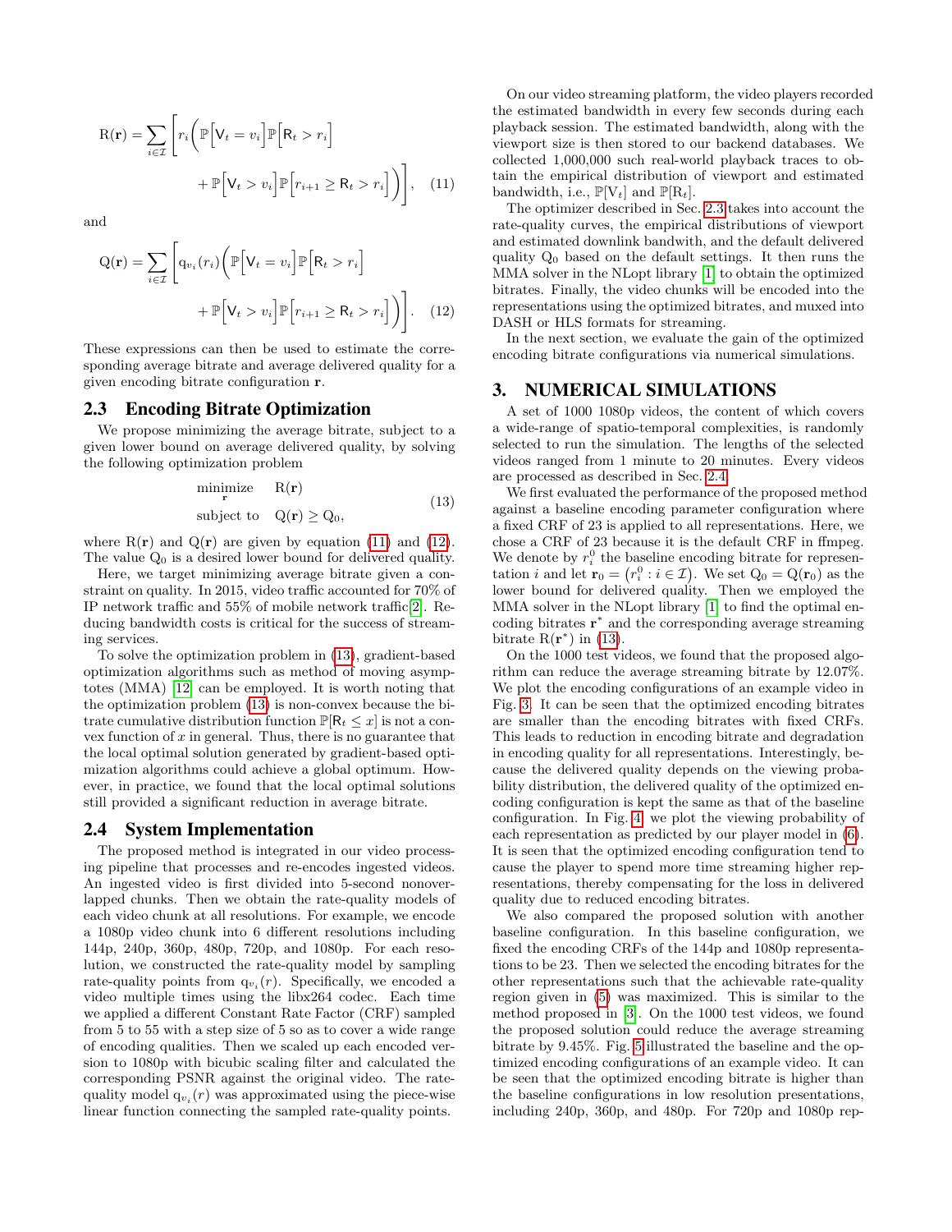$$\mathrm{R}(\mathbf{r}) = \sum_{i \in \mathcal{I}} \left[ r_i \left( \mathbb{P}\left[\mathsf{V}_t = v_i\right] \mathbb{P}\left[\mathsf{R}_t > r_i\right] + \mathbb{P}\left[\mathsf{V}_t > v_i\right] \mathbb{P}\left[r_{i+1} \geq \mathsf{R}_t > r_i\right] \right) \right], \quad (11)$$

and

$$\mathrm{Q}(\mathbf{r}) = \sum_{i \in \mathcal{I}} \left[ \mathrm{q}_{v_i}(r_i) \left( \mathbb{P}\left[\mathsf{V}_t = v_i\right] \mathbb{P}\left[\mathsf{R}_t > r_i\right] + \mathbb{P}\left[\mathsf{V}_t > v_i\right] \mathbb{P}\left[r_{i+1} \geq \mathsf{R}_t > r_i\right] \right) \right]. \quad (12)$$

These expressions can then be used to estimate the corresponding average bitrate and average delivered quality for a given encoding bitrate configuration $\mathbf{r}$.

## 2.3 Encoding Bitrate Optimization

We propose minimizing the average bitrate, subject to a given lower bound on average delivered quality, by solving the following optimization problem

$$\begin{aligned} \underset{\mathbf{r}}{\text{minimize}} \quad & \mathrm{R}(\mathbf{r}) \\ \text{subject to} \quad & \mathrm{Q}(\mathbf{r}) \geq \mathrm{Q}_0, \end{aligned} \quad (13)$$

where $\mathrm{R}(\mathbf{r})$ and $\mathrm{Q}(\mathbf{r})$ are given by equation (11) and (12). The value $\mathrm{Q}_0$ is a desired lower bound for delivered quality.

Here, we target minimizing average bitrate given a constraint on quality. In 2015, video traffic accounted for 70% of IP network traffic and 55% of mobile network traffic[2]. Reducing bandwidth costs is critical for the success of streaming services.

To solve the optimization problem in (13), gradient-based optimization algorithms such as method of moving asymptotes (MMA) [12] can be employed. It is worth noting that the optimization problem (13) is non-convex because the bitrate cumulative distribution function $\mathbb{P}[\mathsf{R}_t \leq x]$ is not a convex function of $x$ in general. Thus, there is no guarantee that the local optimal solution generated by gradient-based optimization algorithms could achieve a global optimum. However, in practice, we found that the local optimal solutions still provided a significant reduction in average bitrate.

## 2.4 System Implementation

The proposed method is integrated in our video processing pipeline that processes and re-encodes ingested videos. An ingested video is first divided into 5-second nonoverlapped chunks. Then we obtain the rate-quality models of each video chunk at all resolutions. For example, we encode a 1080p video chunk into 6 different resolutions including 144p, 240p, 360p, 480p, 720p, and 1080p. For each resolution, we constructed the rate-quality model by sampling rate-quality points from $\mathrm{q}_{v_i}(r)$. Specifically, we encoded a video multiple times using the libx264 codec. Each time we applied a different Constant Rate Factor (CRF) sampled from 5 to 55 with a step size of 5 so as to cover a wide range of encoding qualities. Then we scaled up each encoded version to 1080p with bicubic scaling filter and calculated the corresponding PSNR against the original video. The rate-quality model $\mathrm{q}_{v_i}(r)$ was approximated using the piece-wise linear function connecting the sampled rate-quality points.

On our video streaming platform, the video players recorded the estimated bandwidth in every few seconds during each playback session. The estimated bandwidth, along with the viewport size is then stored to our backend databases. We collected 1,000,000 such real-world playback traces to obtain the empirical distribution of viewport and estimated bandwidth, i.e., $\mathbb{P}[\mathrm{V}_t]$ and $\mathbb{P}[\mathrm{R}_t]$.

The optimizer described in Sec. 2.3 takes into account the rate-quality curves, the empirical distributions of viewport and estimated downlink bandwith, and the default delivered quality $\mathrm{Q}_0$ based on the default settings. It then runs the MMA solver in the NLopt library [1] to obtain the optimized bitrates. Finally, the video chunks will be encoded into the representations using the optimized bitrates, and muxed into DASH or HLS formats for streaming.

In the next section, we evaluate the gain of the optimized encoding bitrate configurations via numerical simulations.

# 3. NUMERICAL SIMULATIONS

A set of 1000 1080p videos, the content of which covers a wide-range of spatio-temporal complexities, is randomly selected to run the simulation. The lengths of the selected videos ranged from 1 minute to 20 minutes. Every videos are processed as described in Sec. 2.4.

We first evaluated the performance of the proposed method against a baseline encoding parameter configuration where a fixed CRF of 23 is applied to all representations. Here, we chose a CRF of 23 because it is the default CRF in ffmpeg. We denote by $r_i^0$ the baseline encoding bitrate for representation $i$ and let $\mathbf{r}_0 = \left(r_i^0 : i \in \mathcal{I}\right)$. We set $\mathrm{Q}_0 = \mathrm{Q}(\mathbf{r}_0)$ as the lower bound for delivered quality. Then we employed the MMA solver in the NLopt library [1] to find the optimal encoding bitrates $\mathbf{r}^*$ and the corresponding average streaming bitrate $\mathrm{R}(\mathbf{r}^*)$ in (13).

On the 1000 test videos, we found that the proposed algorithm can reduce the average streaming bitrate by 12.07%. We plot the encoding configurations of an example video in Fig. 3. It can be seen that the optimized encoding bitrates are smaller than the encoding bitrates with fixed CRFs. This leads to reduction in encoding bitrate and degradation in encoding quality for all representations. Interestingly, because the delivered quality depends on the viewing probability distribution, the delivered quality of the optimized encoding configuration is kept the same as that of the baseline configuration. In Fig. 4, we plot the viewing probability of each representation as predicted by our player model in (6). It is seen that the optimized encoding configuration tend to cause the player to spend more time streaming higher representations, thereby compensating for the loss in delivered quality due to reduced encoding bitrates.

We also compared the proposed solution with another baseline configuration. In this baseline configuration, we fixed the encoding CRFs of the 144p and 1080p representations to be 23. Then we selected the encoding bitrates for the other representations such that the achievable rate-quality region given in (5) was maximized. This is similar to the method proposed in [3]. On the 1000 test videos, we found the proposed solution could reduce the average streaming bitrate by 9.45%. Fig. 5 illustrated the baseline and the optimized encoding configurations of an example video. It can be seen that the optimized encoding bitrate is higher than the baseline configurations in low resolution presentations, including 240p, 360p, and 480p. For 720p and 1080p rep-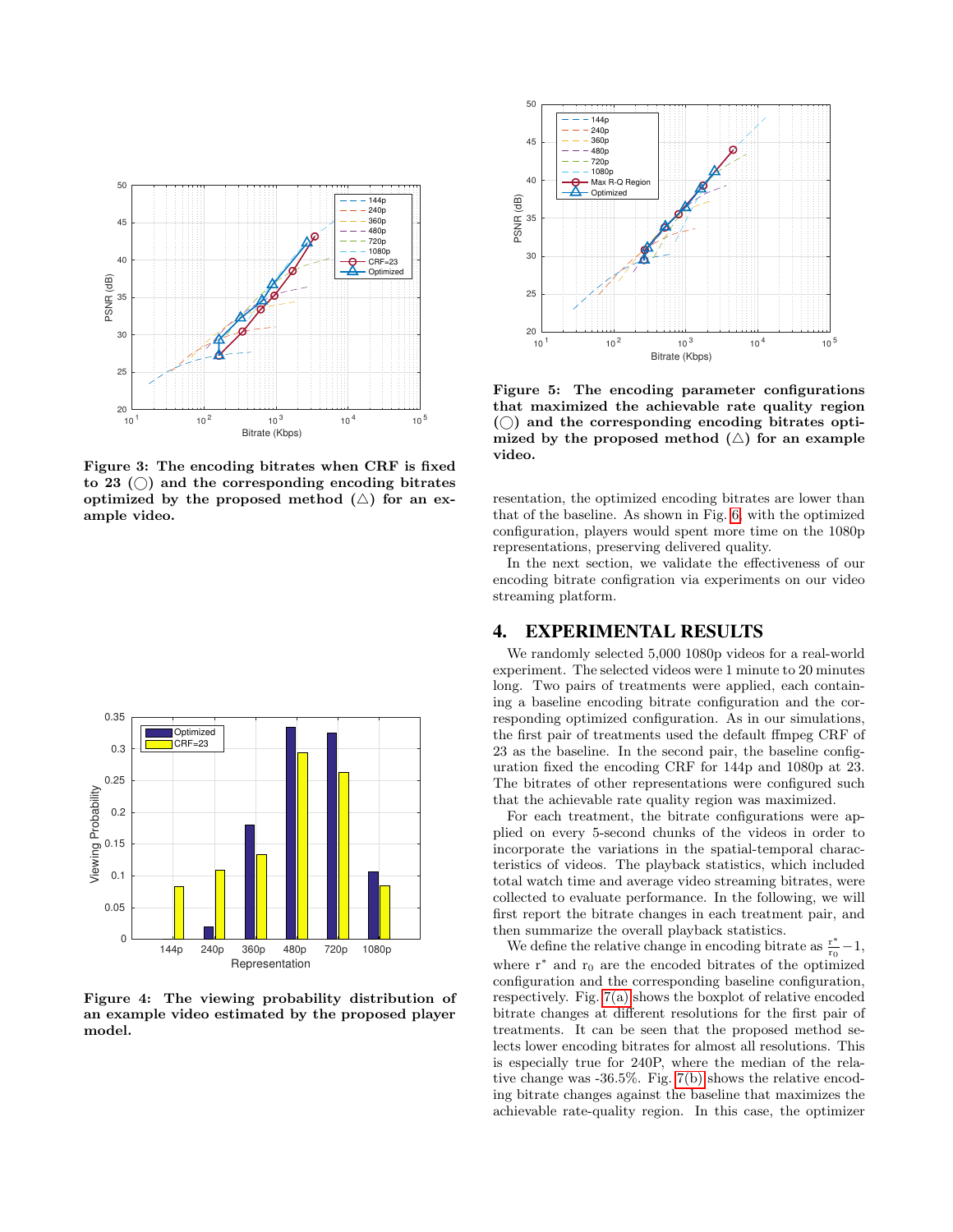**Figure 3: The encoding bitrates when CRF is fixed to 23 (◯) and the corresponding encoding bitrates optimized by the proposed method (△) for an example video.**

**Figure 4: The viewing probability distribution of an example video estimated by the proposed player model.**

**Figure 5: The encoding parameter configurations that maximized the achievable rate quality region (◯) and the corresponding encoding bitrates optimized by the proposed method (△) for an example video.**

resentation, the optimized encoding bitrates are lower than that of the baseline. As shown in Fig. 6, with the optimized configuration, players would spent more time on the 1080p representations, preserving delivered quality.

In the next section, we validate the effectiveness of our encoding bitrate configration via experiments on our video streaming platform.

## 4. EXPERIMENTAL RESULTS

We randomly selected 5,000 1080p videos for a real-world experiment. The selected videos were 1 minute to 20 minutes long. Two pairs of treatments were applied, each containing a baseline encoding bitrate configuration and the corresponding optimized configuration. As in our simulations, the first pair of treatments used the default ffmpeg CRF of 23 as the baseline. In the second pair, the baseline configuration fixed the encoding CRF for 144p and 1080p at 23. The bitrates of other representations were configured such that the achievable rate quality region was maximized.

For each treatment, the bitrate configurations were applied on every 5-second chunks of the videos in order to incorporate the variations in the spatial-temporal characteristics of videos. The playback statistics, which included total watch time and average video streaming bitrates, were collected to evaluate performance. In the following, we will first report the bitrate changes in each treatment pair, and then summarize the overall playback statistics.

We define the relative change in encoding bitrate as $\frac{r^*}{r_0} - 1$, where $r^*$ and $r_0$ are the encoded bitrates of the optimized configuration and the corresponding baseline configuration, respectively. Fig. 7(a) shows the boxplot of relative encoded bitrate changes at different resolutions for the first pair of treatments. It can be seen that the proposed method selects lower encoding bitrates for almost all resolutions. This is especially true for 240P, where the median of the relative change was -36.5%. Fig. 7(b) shows the relative encoding bitrate changes against the baseline that maximizes the achievable rate-quality region. In this case, the optimizer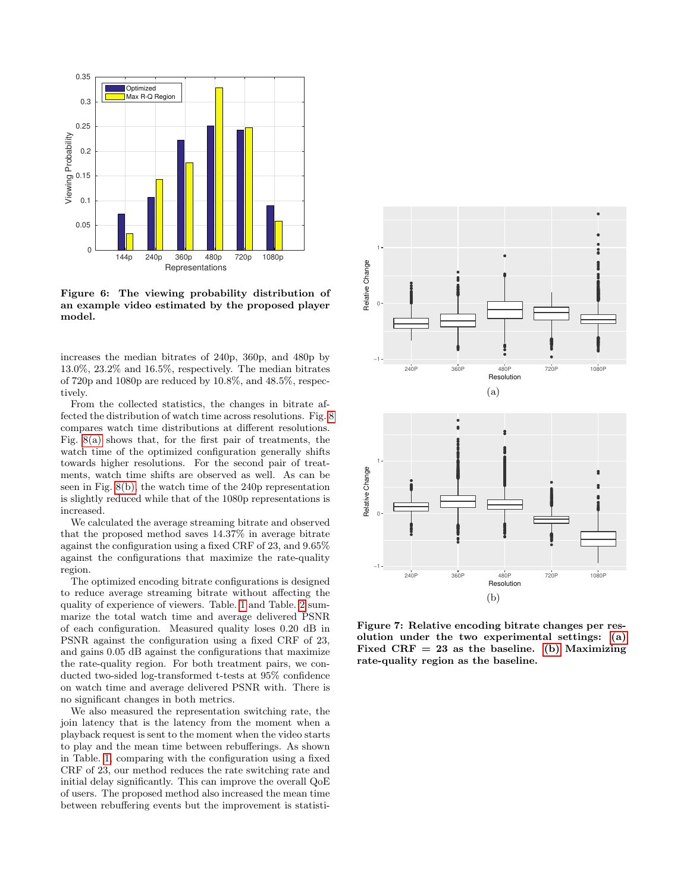**Figure 6: The viewing probability distribution of an example video estimated by the proposed player model.**

increases the median bitrates of 240p, 360p, and 480p by 13.0%, 23.2% and 16.5%, respectively. The median bitrates of 720p and 1080p are reduced by 10.8%, and 48.5%, respectively.

From the collected statistics, the changes in bitrate affected the distribution of watch time across resolutions. Fig. 8 compares watch time distributions at different resolutions. Fig. 8(a) shows that, for the first pair of treatments, the watch time of the optimized configuration generally shifts towards higher resolutions. For the second pair of treatments, watch time shifts are observed as well. As can be seen in Fig. 8(b), the watch time of the 240p representation is slightly reduced while that of the 1080p representations is increased.

We calculated the average streaming bitrate and observed that the proposed method saves 14.37% in average bitrate against the configuration using a fixed CRF of 23, and 9.65% against the configurations that maximize the rate-quality region.

The optimized encoding bitrate configurations is designed to reduce average streaming bitrate without affecting the quality of experience of viewers. Table. 1 and Table. 2 summarize the total watch time and average delivered PSNR of each configuration. Measured quality loses 0.20 dB in PSNR against the configuration using a fixed CRF of 23, and gains 0.05 dB against the configurations that maximize the rate-quality region. For both treatment pairs, we conducted two-sided log-transformed t-tests at 95% confidence on watch time and average delivered PSNR with. There is no significant changes in both metrics.

We also measured the representation switching rate, the join latency that is the latency from the moment when a playback request is sent to the moment when the video starts to play and the mean time between rebufferings. As shown in Table. 1, comparing with the configuration using a fixed CRF of 23, our method reduces the rate switching rate and initial delay significantly. This can improve the overall QoE of users. The proposed method also increased the mean time between rebuffering events but the improvement is statisti-

(a)

(b)

**Figure 7: Relative encoding bitrate changes per resolution under the two experimental settings: (a) Fixed CRF = 23 as the baseline. (b) Maximizing rate-quality region as the baseline.**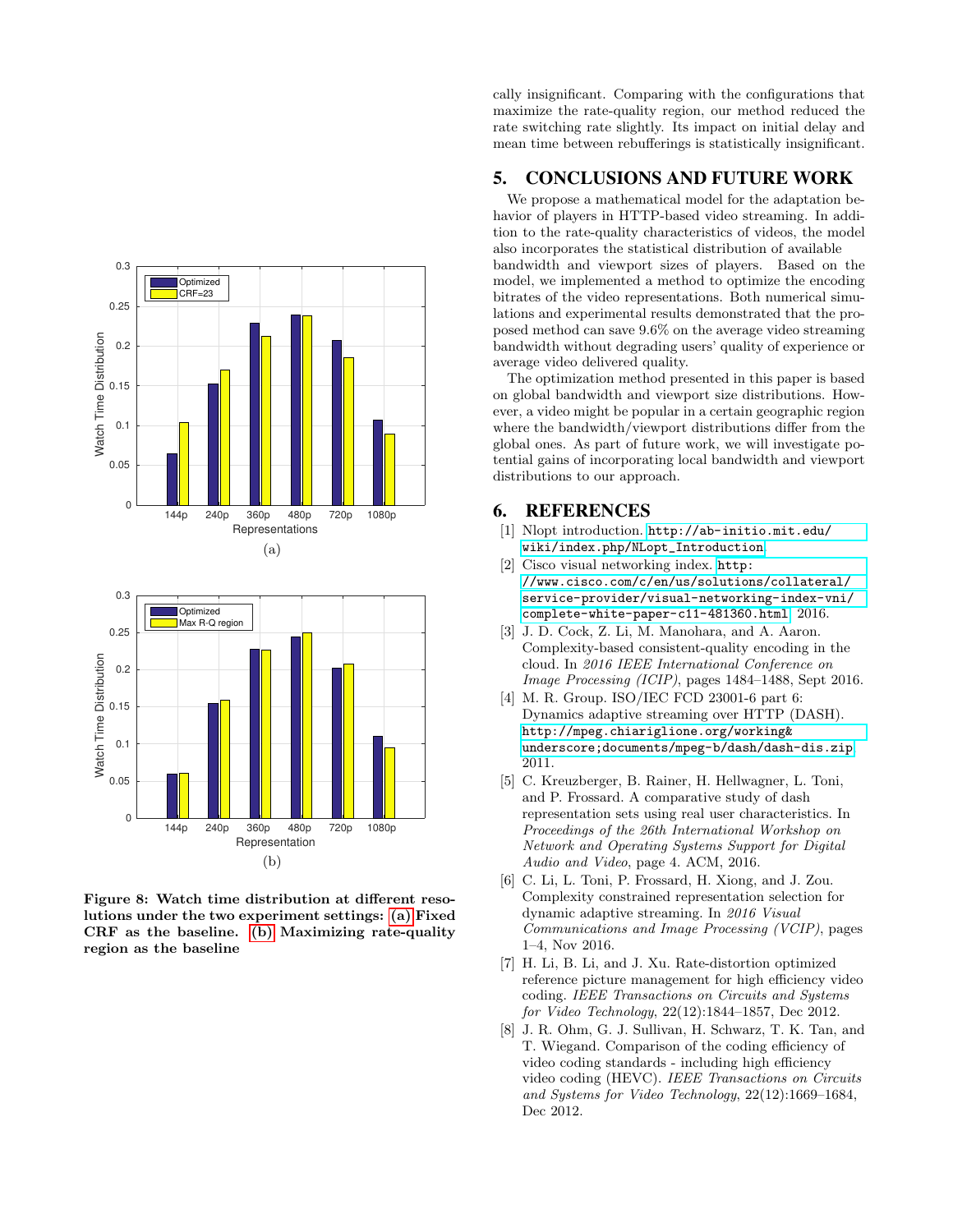cally insignificant. Comparing with the configurations that maximize the rate-quality region, our method reduced the rate switching rate slightly. Its impact on initial delay and mean time between rebufferings is statistically insignificant.

**Figure 8: Watch time distribution at different resolutions under the two experiment settings: (a) Fixed CRF as the baseline. (b) Maximizing rate-quality region as the baseline**

## 5. CONCLUSIONS AND FUTURE WORK

We propose a mathematical model for the adaptation behavior of players in HTTP-based video streaming. In addition to the rate-quality characteristics of videos, the model also incorporates the statistical distribution of available bandwidth and viewport sizes of players. Based on the model, we implemented a method to optimize the encoding bitrates of the video representations. Both numerical simulations and experimental results demonstrated that the proposed method can save 9.6% on the average video streaming bandwidth without degrading users' quality of experience or average video delivered quality.

The optimization method presented in this paper is based on global bandwidth and viewport size distributions. However, a video might be popular in a certain geographic region where the bandwidth/viewport distributions differ from the global ones. As part of future work, we will investigate potential gains of incorporating local bandwidth and viewport distributions to our approach.

## 6. REFERENCES

[1] Nlopt introduction. http://ab-initio.mit.edu/wiki/index.php/NLopt_Introduction.

[2] Cisco visual networking index. http://www.cisco.com/c/en/us/solutions/collateral/service-provider/visual-networking-index-vni/complete-white-paper-c11-481360.html, 2016.

[3] J. D. Cock, Z. Li, M. Manohara, and A. Aaron. Complexity-based consistent-quality encoding in the cloud. In *2016 IEEE International Conference on Image Processing (ICIP)*, pages 1484–1488, Sept 2016.

[4] M. R. Group. ISO/IEC FCD 23001-6 part 6: Dynamics adaptive streaming over HTTP (DASH). http://mpeg.chiariglione.org/working&underscore;documents/mpeg-b/dash/dash-dis.zip, 2011.

[5] C. Kreuzberger, B. Rainer, H. Hellwagner, L. Toni, and P. Frossard. A comparative study of dash representation sets using real user characteristics. In *Proceedings of the 26th International Workshop on Network and Operating Systems Support for Digital Audio and Video*, page 4. ACM, 2016.

[6] C. Li, L. Toni, P. Frossard, H. Xiong, and J. Zou. Complexity constrained representation selection for dynamic adaptive streaming. In *2016 Visual Communications and Image Processing (VCIP)*, pages 1–4, Nov 2016.

[7] H. Li, B. Li, and J. Xu. Rate-distortion optimized reference picture management for high efficiency video coding. *IEEE Transactions on Circuits and Systems for Video Technology*, 22(12):1844–1857, Dec 2012.

[8] J. R. Ohm, G. J. Sullivan, H. Schwarz, T. K. Tan, and T. Wiegand. Comparison of the coding efficiency of video coding standards - including high efficiency video coding (HEVC). *IEEE Transactions on Circuits and Systems for Video Technology*, 22(12):1669–1684, Dec 2012.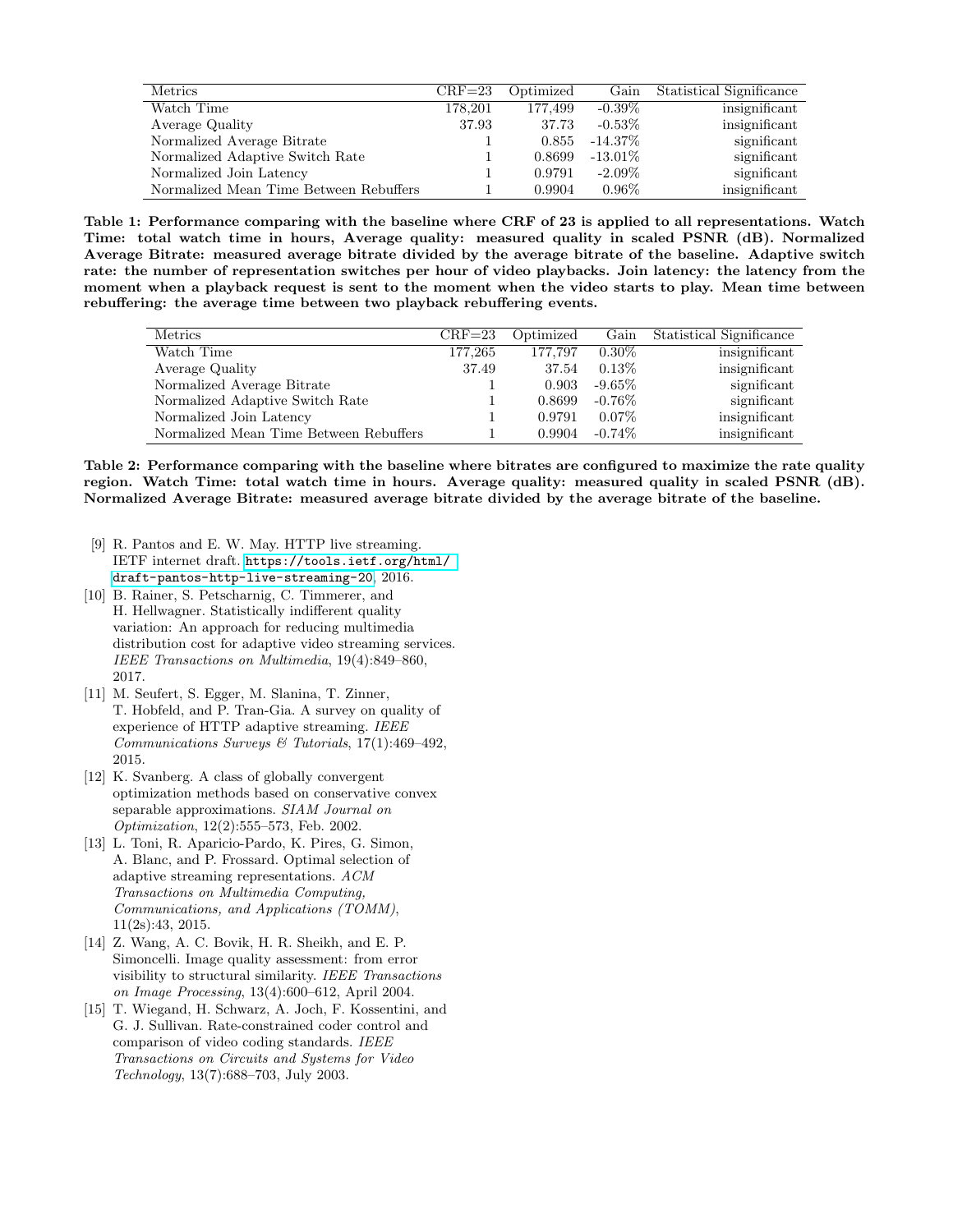| Metrics | CRF=23 | Optimized | Gain | Statistical Significance |
| --- | --- | --- | --- | --- |
| Watch Time | 178,201 | 177,499 | -0.39% | insignificant |
| Average Quality | 37.93 | 37.73 | -0.53% | insignificant |
| Normalized Average Bitrate | 1 | 0.855 | -14.37% | significant |
| Normalized Adaptive Switch Rate | 1 | 0.8699 | -13.01% | significant |
| Normalized Join Latency | 1 | 0.9791 | -2.09% | significant |
| Normalized Mean Time Between Rebuffers | 1 | 0.9904 | 0.96% | insignificant |

**Table 1: Performance comparing with the baseline where CRF of 23 is applied to all representations. Watch Time: total watch time in hours, Average quality: measured quality in scaled PSNR (dB). Normalized Average Bitrate: measured average bitrate divided by the average bitrate of the baseline. Adaptive switch rate: the number of representation switches per hour of video playbacks. Join latency: the latency from the moment when a playback request is sent to the moment when the video starts to play. Mean time between rebuffering: the average time between two playback rebuffering events.**

| Metrics | CRF=23 | Optimized | Gain | Statistical Significance |
| --- | --- | --- | --- | --- |
| Watch Time | 177,265 | 177,797 | 0.30% | insignificant |
| Average Quality | 37.49 | 37.54 | 0.13% | insignificant |
| Normalized Average Bitrate | 1 | 0.903 | -9.65% | significant |
| Normalized Adaptive Switch Rate | 1 | 0.8699 | -0.76% | significant |
| Normalized Join Latency | 1 | 0.9791 | 0.07% | insignificant |
| Normalized Mean Time Between Rebuffers | 1 | 0.9904 | -0.74% | insignificant |

**Table 2: Performance comparing with the baseline where bitrates are configured to maximize the rate quality region. Watch Time: total watch time in hours. Average quality: measured quality in scaled PSNR (dB). Normalized Average Bitrate: measured average bitrate divided by the average bitrate of the baseline.**

[9] R. Pantos and E. W. May. HTTP live streaming. IETF internet draft. https://tools.ietf.org/html/draft-pantos-http-live-streaming-20, 2016.

[10] B. Rainer, S. Petscharnig, C. Timmerer, and H. Hellwagner. Statistically indifferent quality variation: An approach for reducing multimedia distribution cost for adaptive video streaming services. *IEEE Transactions on Multimedia*, 19(4):849–860, 2017.

[11] M. Seufert, S. Egger, M. Slanina, T. Zinner, T. Hobfeld, and P. Tran-Gia. A survey on quality of experience of HTTP adaptive streaming. *IEEE Communications Surveys & Tutorials*, 17(1):469–492, 2015.

[12] K. Svanberg. A class of globally convergent optimization methods based on conservative convex separable approximations. *SIAM Journal on Optimization*, 12(2):555–573, Feb. 2002.

[13] L. Toni, R. Aparicio-Pardo, K. Pires, G. Simon, A. Blanc, and P. Frossard. Optimal selection of adaptive streaming representations. *ACM Transactions on Multimedia Computing, Communications, and Applications (TOMM)*, 11(2s):43, 2015.

[14] Z. Wang, A. C. Bovik, H. R. Sheikh, and E. P. Simoncelli. Image quality assessment: from error visibility to structural similarity. *IEEE Transactions on Image Processing*, 13(4):600–612, April 2004.

[15] T. Wiegand, H. Schwarz, A. Joch, F. Kossentini, and G. J. Sullivan. Rate-constrained coder control and comparison of video coding standards. *IEEE Transactions on Circuits and Systems for Video Technology*, 13(7):688–703, July 2003.